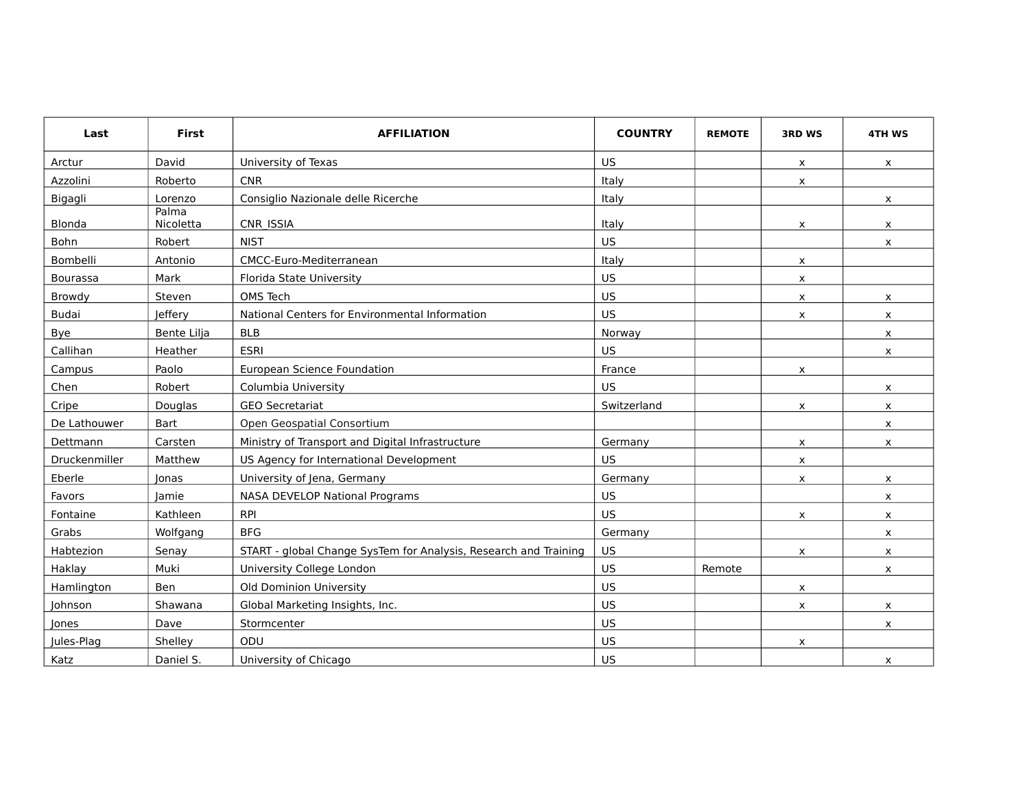| Last | First | AFFILIATION | COUNTRY | REMOTE | 3RD WS | 4TH WS |
|---|---|---|---|---|---|---|
| Arctur | David | University of Texas | US | | x | x |
| Azzolini | Roberto | CNR | Italy | | x | |
| Bigagli | Lorenzo | Consiglio Nazionale delle Ricerche | Italy | | | x |
| Blonda | Palma Nicoletta | CNR_ISSIA | Italy | | x | x |
| Bohn | Robert | NIST | US | | | x |
| Bombelli | Antonio | CMCC-Euro-Mediterranean | Italy | | x | |
| Bourassa | Mark | Florida State University | US | | x | |
| Browdy | Steven | OMS Tech | US | | x | x |
| Budai | Jeffery | National Centers for Environmental Information | US | | x | x |
| Bye | Bente Lilja | BLB | Norway | | | x |
| Callihan | Heather | ESRI | US | | | x |
| Campus | Paolo | European Science Foundation | France | | x | |
| Chen | Robert | Columbia University | US | | | x |
| Cripe | Douglas | GEO Secretariat | Switzerland | | x | x |
| De Lathouwer | Bart | Open Geospatial Consortium | | | | x |
| Dettmann | Carsten | Ministry of Transport and Digital Infrastructure | Germany | | x | x |
| Druckenmiller | Matthew | US Agency for International Development | US | | x | |
| Eberle | Jonas | University of Jena, Germany | Germany | | x | x |
| Favors | Jamie | NASA DEVELOP National Programs | US | | | x |
| Fontaine | Kathleen | RPI | US | | x | x |
| Grabs | Wolfgang | BFG | Germany | | | x |
| Habtezion | Senay | START - global Change SysTem for Analysis, Research and Training | US | | x | x |
| Haklay | Muki | University College London | US | Remote | | x |
| Hamlington | Ben | Old Dominion University | US | | x | |
| Johnson | Shawana | Global Marketing Insights, Inc. | US | | x | x |
| Jones | Dave | Stormcenter | US | | | x |
| Jules-Plag | Shelley | ODU | US | | x | |
| Katz | Daniel S. | University of Chicago | US | | | x |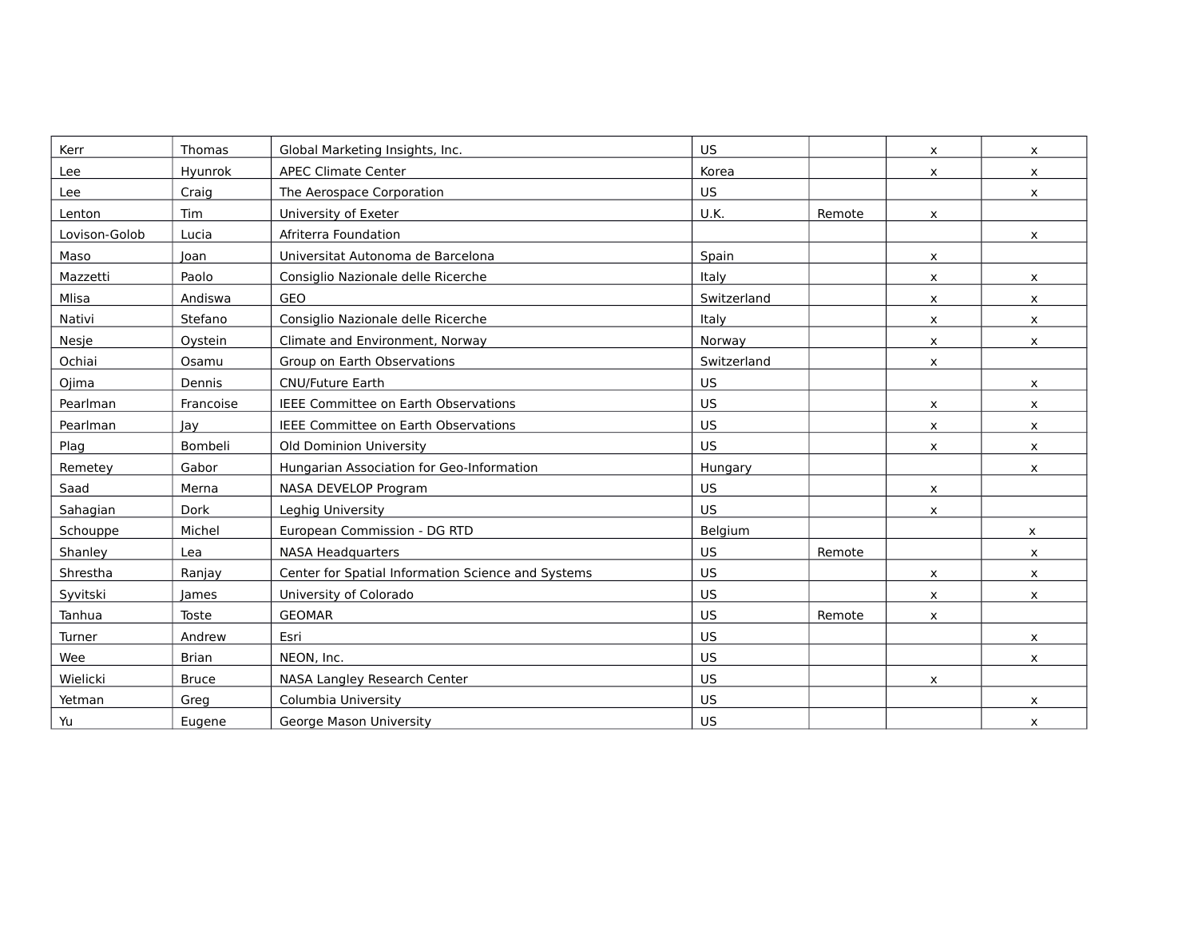| | | | | | | |
|---|---|---|---|---|---|---|
| Kerr | Thomas | Global Marketing Insights, Inc. | US | | x | x |
| Lee | Hyunrok | APEC Climate Center | Korea | | x | x |
| Lee | Craig | The Aerospace Corporation | US | | | x |
| Lenton | Tim | University of Exeter | U.K. | Remote | x | |
| Lovison-Golob | Lucia | Afriterra Foundation | | | | x |
| Maso | Joan | Universitat Autonoma de Barcelona | Spain | | x | |
| Mazzetti | Paolo | Consiglio Nazionale delle Ricerche | Italy | | x | x |
| Mlisa | Andiswa | GEO | Switzerland | | x | x |
| Nativi | Stefano | Consiglio Nazionale delle Ricerche | Italy | | x | x |
| Nesje | Oystein | Climate and Environment, Norway | Norway | | x | x |
| Ochiai | Osamu | Group on Earth Observations | Switzerland | | x | |
| Ojima | Dennis | CNU/Future Earth | US | | | x |
| Pearlman | Francoise | IEEE Committee on Earth Observations | US | | x | x |
| Pearlman | Jay | IEEE Committee on Earth Observations | US | | x | x |
| Plag | Bombeli | Old Dominion University | US | | x | x |
| Remetey | Gabor | Hungarian Association for Geo-Information | Hungary | | | x |
| Saad | Merna | NASA DEVELOP Program | US | | x | |
| Sahagian | Dork | Leghig University | US | | x | |
| Schouppe | Michel | European Commission - DG RTD | Belgium | | | x |
| Shanley | Lea | NASA Headquarters | US | Remote | | x |
| Shrestha | Ranjay | Center for Spatial Information Science and Systems | US | | x | x |
| Syvitski | James | University of Colorado | US | | x | x |
| Tanhua | Toste | GEOMAR | US | Remote | x | |
| Turner | Andrew | Esri | US | | | x |
| Wee | Brian | NEON, Inc. | US | | | x |
| Wielicki | Bruce | NASA Langley Research Center | US | | x | |
| Yetman | Greg | Columbia University | US | | | x |
| Yu | Eugene | George Mason University | US | | | x |